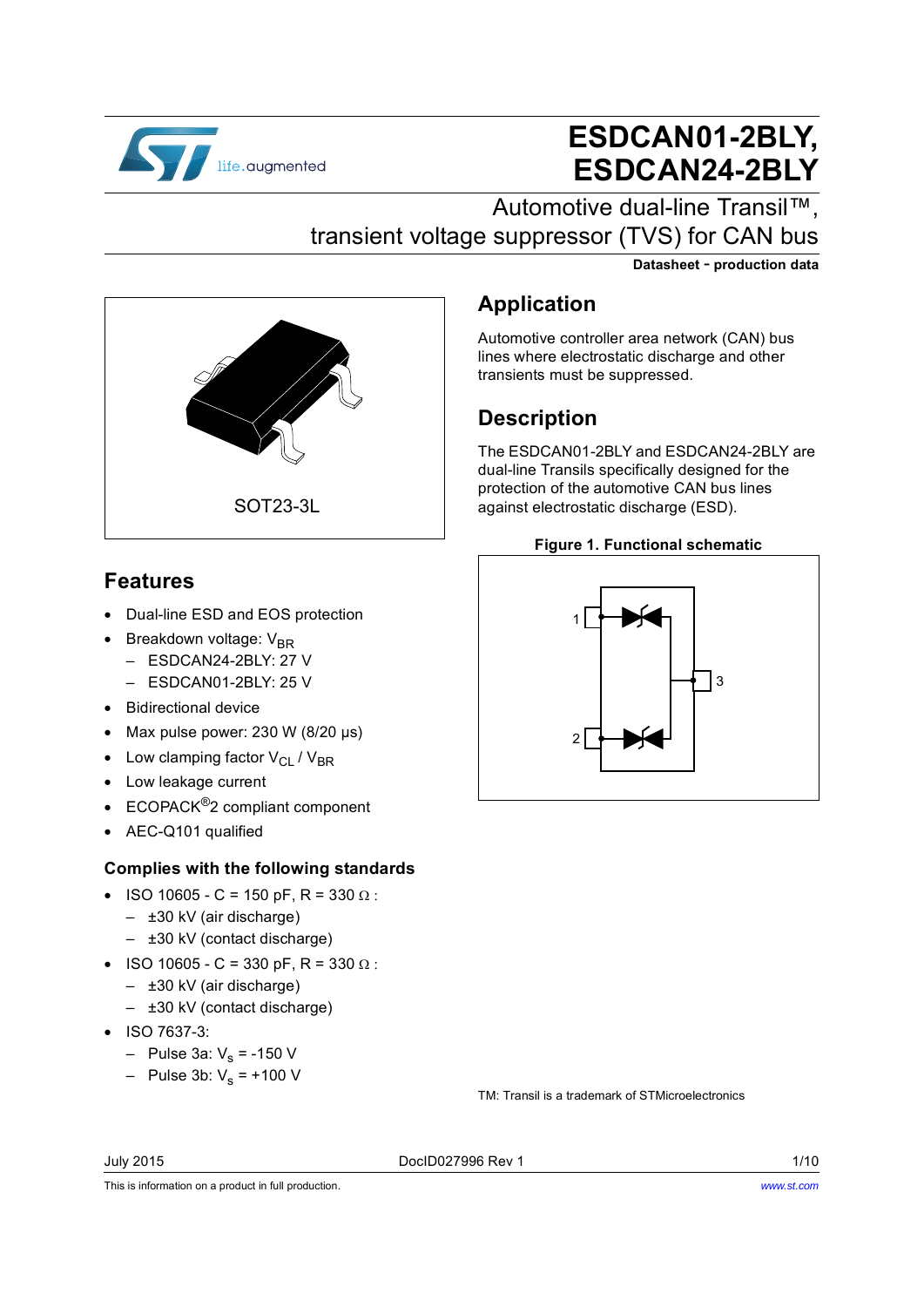# ESDCAN01-2BLY, ESDCAN24-2BLY

## Automotive dual-line Transil™, transient voltage suppressor (TVS) for CAN bus

**Datasheet - production data**

SOT23-3L

## Features

- Dual-line ESD and EOS protection
- Breakdown voltage: $V_{BR}$
  - ESDCAN24-2BLY: 27 V
  - ESDCAN01-2BLY: 25 V
- Bidirectional device
- Max pulse power: 230 W (8/20 µs)
- Low clamping factor $V_{CL}$ / $V_{BR}$
- Low leakage current
- ECOPACK®2 compliant component
- AEC-Q101 qualified

### Complies with the following standards

- ISO 10605 - C = 150 pF, R = 330 Ω :
  - ±30 kV (air discharge)
  - ±30 kV (contact discharge)
- ISO 10605 - C = 330 pF, R = 330 Ω :
  - ±30 kV (air discharge)
  - ±30 kV (contact discharge)
- ISO 7637-3:
  - Pulse 3a: $V_s$ = -150 V
  - Pulse 3b: $V_s$ = +100 V

## Application

Automotive controller area network (CAN) bus lines where electrostatic discharge and other transients must be suppressed.

## Description

The ESDCAN01-2BLY and ESDCAN24-2BLY are dual-line Transils specifically designed for the protection of the automotive CAN bus lines against electrostatic discharge (ESD).

**Figure 1. Functional schematic**

TM: Transil is a trademark of STMicroelectronics

This is information on a product in full production.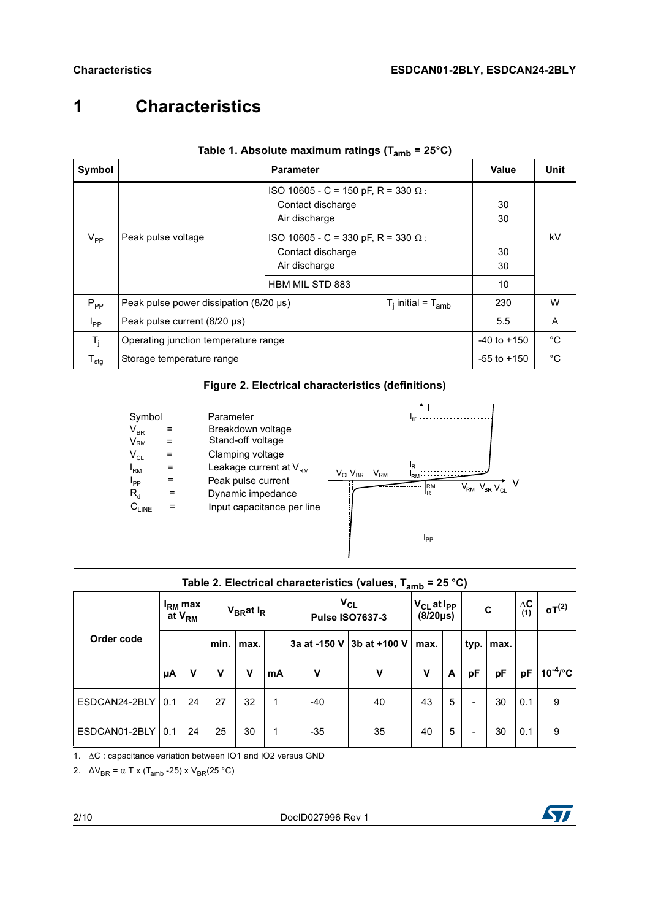# 1 Characteristics

**Table 1. Absolute maximum ratings ($T_{amb}$ = 25°C)**

| Symbol | Parameter | | Value | Unit |
|---|---|---|---|---|
| $V_{PP}$ | Peak pulse voltage | ISO 10605 - C = 150 pF, R = 330 Ω : Contact discharge / Air discharge | 30 / 30 | kV |
| | | ISO 10605 - C = 330 pF, R = 330 Ω : Contact discharge / Air discharge | 30 / 30 | |
| | | HBM MIL STD 883 | 10 | |
| $P_{PP}$ | Peak pulse power dissipation (8/20 µs) | $T_j$ initial = $T_{amb}$ | 230 | W |
| $I_{PP}$ | Peak pulse current (8/20 µs) | | 5.5 | A |
| $T_j$ | Operating junction temperature range | | -40 to +150 | °C |
| $T_{stg}$ | Storage temperature range | | -55 to +150 | °C |

**Figure 2. Electrical characteristics (definitions)**

| Symbol | | Parameter |
|---|---|---|
| $V_{BR}$ | = | Breakdown voltage |
| $V_{RM}$ | = | Stand-off voltage |
| $V_{CL}$ | = | Clamping voltage |
| $I_{RM}$ | = | Leakage current at $V_{RM}$ |
| $I_{PP}$ | = | Peak pulse current |
| $R_d$ | = | Dynamic impedance |
| $C_{LINE}$ | = | Input capacitance per line |

**Table 2. Electrical characteristics (values, $T_{amb}$ = 25 °C)**

| Order code | $I_{RM}$ max at $V_{RM}$ | | $V_{BR}$ at $I_R$ | | | $V_{CL}$ Pulse ISO7637-3 | | $V_{CL}$ at $I_{PP}$ (8/20µs) | | C | | ΔC (1) | $\alpha T^{(2)}$ |
|---|---|---|---|---|---|---|---|---|---|---|---|---|---|
| | | | min. | max. | | 3a at -150 V | 3b at +100 V | max. | | typ. | max. | | |
| | µA | V | V | V | mA | V | V | V | A | pF | pF | pF | $10^{-4}$/°C |
| ESDCAN24-2BLY | 0.1 | 24 | 27 | 32 | 1 | -40 | 40 | 43 | 5 | - | 30 | 0.1 | 9 |
| ESDCAN01-2BLY | 0.1 | 24 | 25 | 30 | 1 | -35 | 35 | 40 | 5 | - | 30 | 0.1 | 9 |

1. ΔC : capacitance variation between IO1 and IO2 versus GND
2. $\Delta V_{BR} = \alpha T \times (T_{amb} - 25) \times V_{BR}(25\ °C)$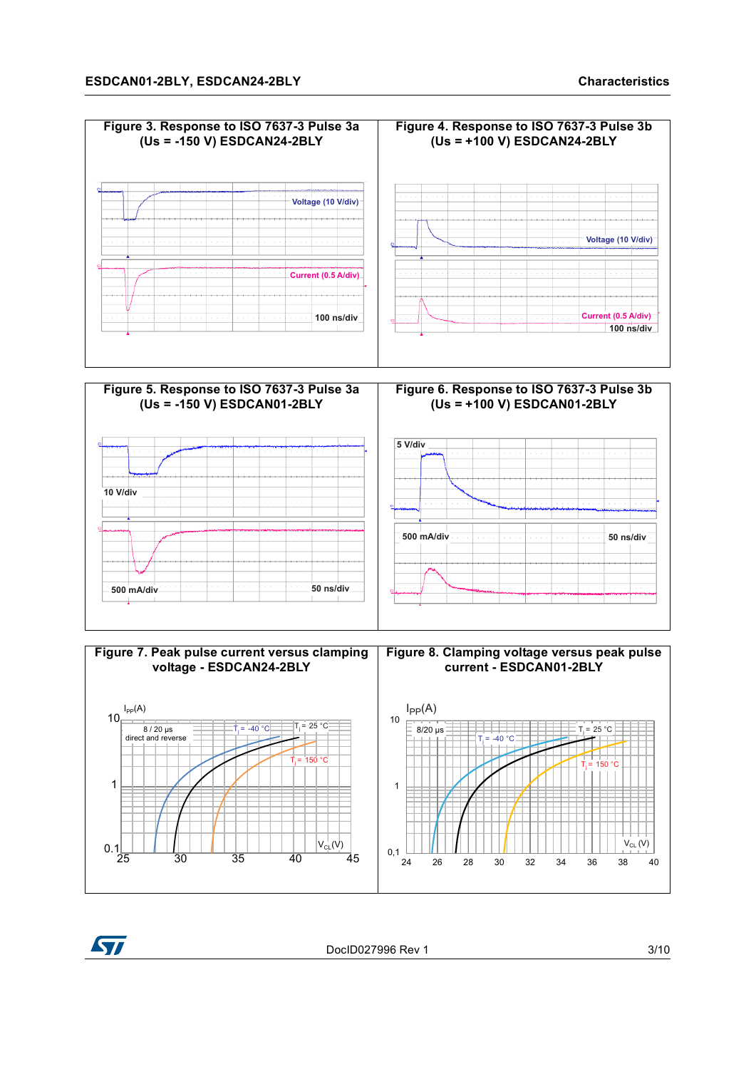Figure 3. Response to ISO 7637-3 Pulse 3a (Us = -150 V) ESDCAN24-2BLY

Voltage (10 V/div)

Current (0.5 A/div)

100 ns/div

Figure 4. Response to ISO 7637-3 Pulse 3b (Us = +100 V) ESDCAN24-2BLY

Voltage (10 V/div)

Current (0.5 A/div)

100 ns/div

Figure 5. Response to ISO 7637-3 Pulse 3a (Us = -150 V) ESDCAN01-2BLY

10 V/div

500 mA/div

50 ns/div

Figure 6. Response to ISO 7637-3 Pulse 3b (Us = +100 V) ESDCAN01-2BLY

5 V/div

500 mA/div

50 ns/div

Figure 7. Peak pulse current versus clamping voltage - ESDCAN24-2BLY

$I_{PP}$(A)

8 / 20 µs direct and reverse

$T_j$ = -40 °C, $T_j$ = 25 °C, $T_j$ = 150 °C

$V_{CL}$(V)

Figure 8. Clamping voltage versus peak pulse current - ESDCAN01-2BLY

$I_{PP}$(A)

8/20 µs

$T_j$ = -40 °C, $T_j$ = 25 °C, $T_j$ = 150 °C

$V_{CL}$ (V)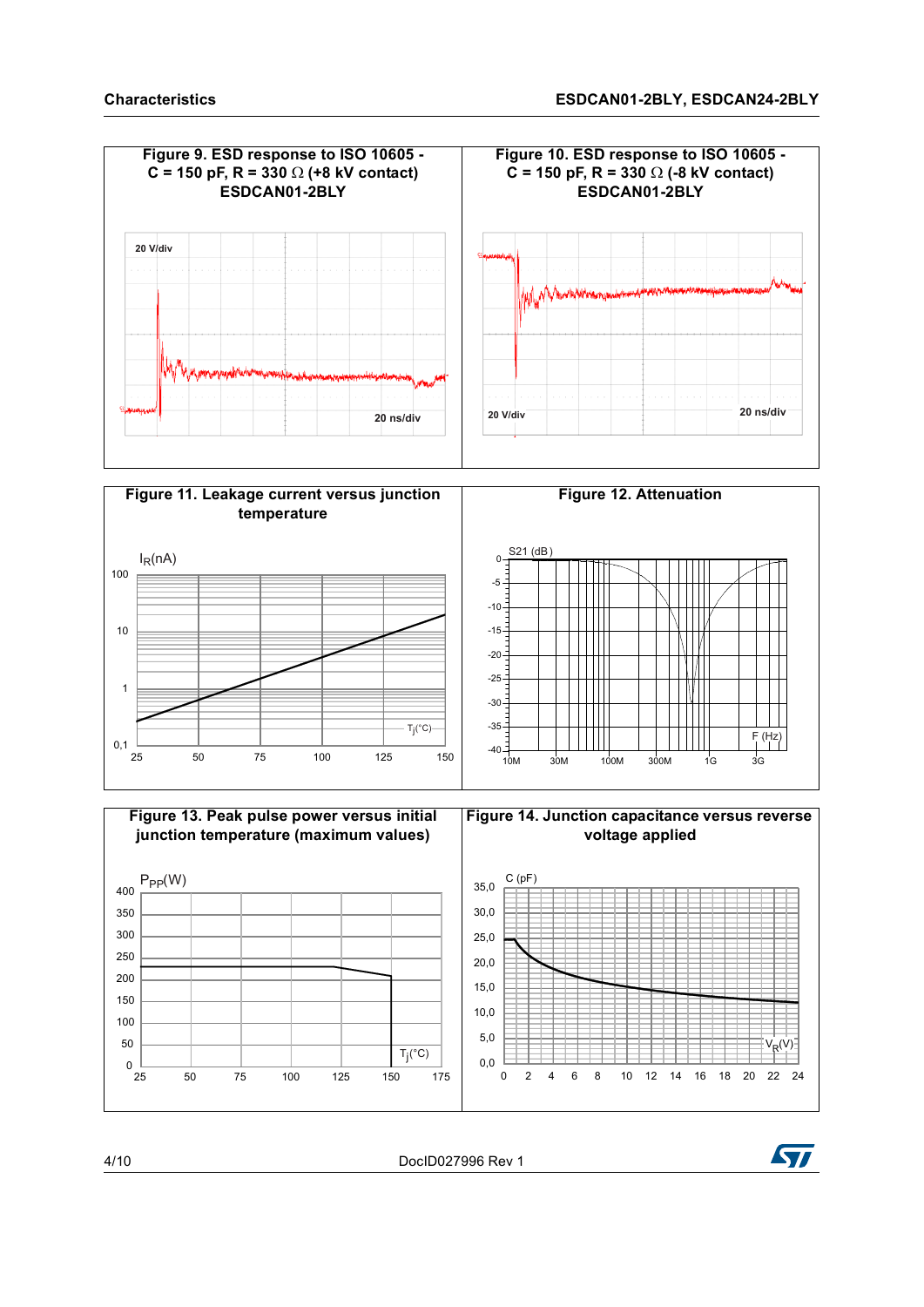Figure 9. ESD response to ISO 10605 - C = 150 pF, R = 330 Ω (+8 kV contact) ESDCAN01-2BLY

20 V/div

20 ns/div

Figure 10. ESD response to ISO 10605 - C = 150 pF, R = 330 Ω (-8 kV contact) ESDCAN01-2BLY

20 V/div

20 ns/div

Figure 11. Leakage current versus junction temperature

$I_R$(nA)

100

10

1

0,1

25 50 75 100 125 150

$T_j$(°C)

Figure 12. Attenuation

S21 (dB)

0 -5 -10 -15 -20 -25 -30 -35 -40

10M 30M 100M 300M 1G 3G

F (Hz)

Figure 13. Peak pulse power versus initial junction temperature (maximum values)

$P_{PP}$(W)

400 350 300 250 200 150 100 50 0

25 50 75 100 125 150 175

$T_j$(°C)

Figure 14. Junction capacitance versus reverse voltage applied

C (pF)

35,0 30,0 25,0 20,0 15,0 10,0 5,0 0,0

0 2 4 6 8 10 12 14 16 18 20 22 24

$V_R$(V)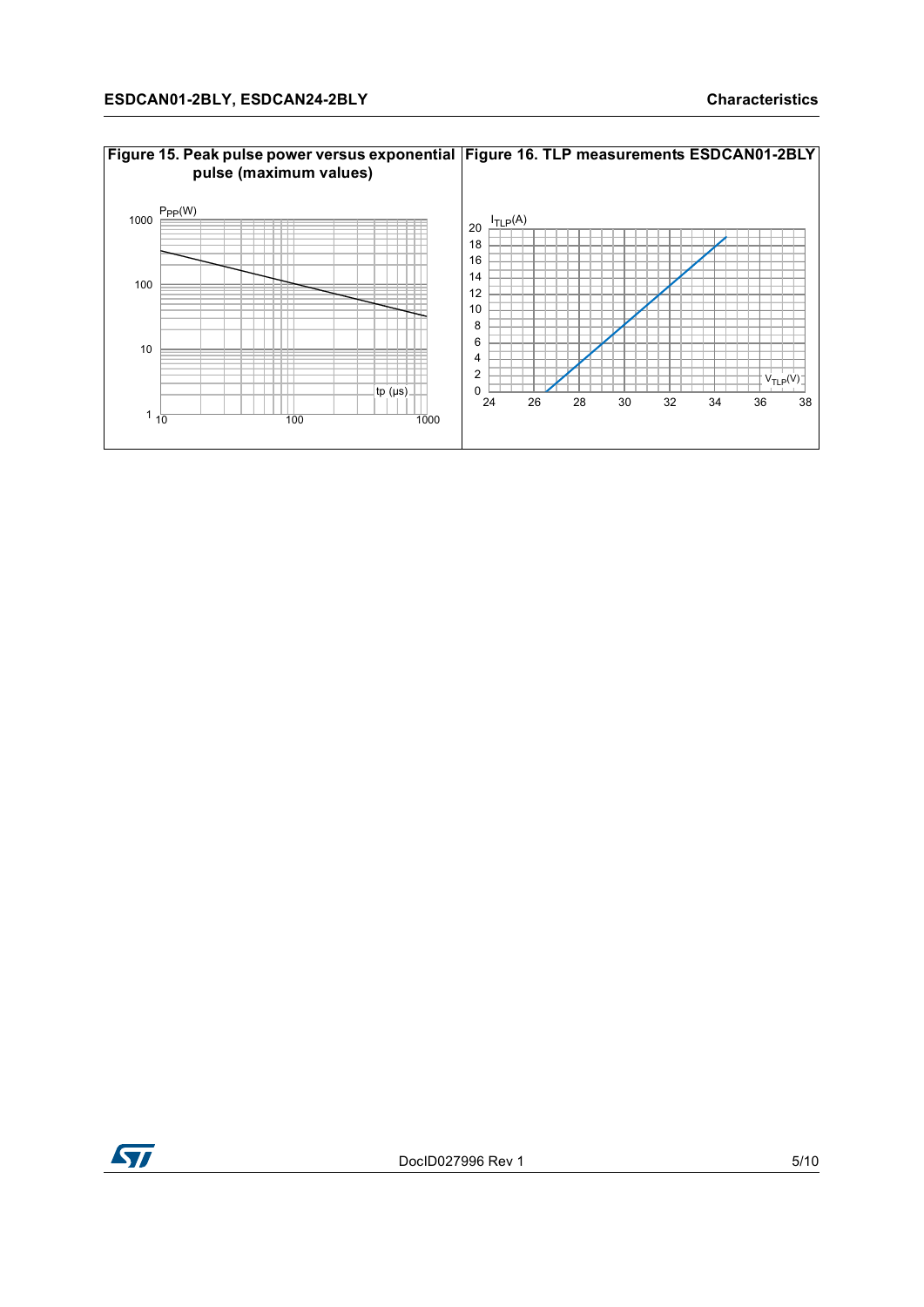Figure 15. Peak pulse power versus exponential pulse (maximum values)

Figure 16. TLP measurements ESDCAN01-2BLY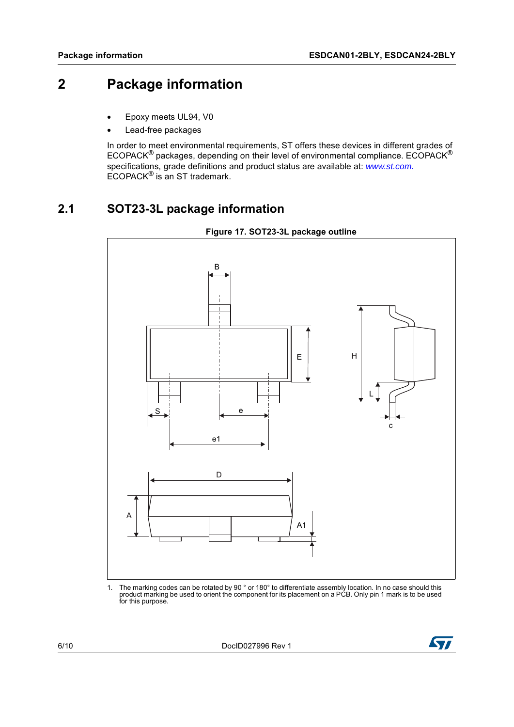# 2 Package information

- Epoxy meets UL94, V0
- Lead-free packages

In order to meet environmental requirements, ST offers these devices in different grades of ECOPACK® packages, depending on their level of environmental compliance. ECOPACK® specifications, grade definitions and product status are available at: *www.st.com.* ECOPACK® is an ST trademark.

## 2.1 SOT23-3L package information

**Figure 17. SOT23-3L package outline**

1. The marking codes can be rotated by 90 ° or 180° to differentiate assembly location. In no case should this product marking be used to orient the component for its placement on a PCB. Only pin 1 mark is to be used for this purpose.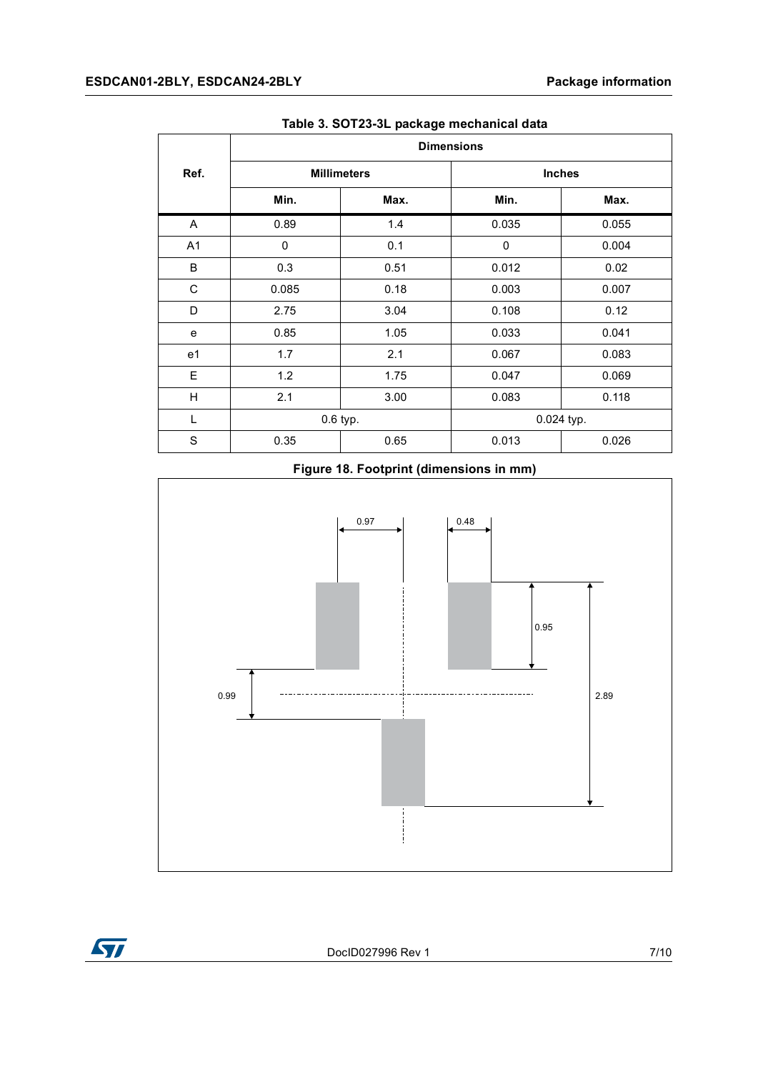Table 3. SOT23-3L package mechanical data

| Ref. | Dimensions | | | |
|---|---|---|---|---|
| | Millimeters | | Inches | |
| | Min. | Max. | Min. | Max. |
| A | 0.89 | 1.4 | 0.035 | 0.055 |
| A1 | 0 | 0.1 | 0 | 0.004 |
| B | 0.3 | 0.51 | 0.012 | 0.02 |
| C | 0.085 | 0.18 | 0.003 | 0.007 |
| D | 2.75 | 3.04 | 0.108 | 0.12 |
| e | 0.85 | 1.05 | 0.033 | 0.041 |
| e1 | 1.7 | 2.1 | 0.067 | 0.083 |
| E | 1.2 | 1.75 | 0.047 | 0.069 |
| H | 2.1 | 3.00 | 0.083 | 0.118 |
| L | 0.6 typ. | | 0.024 typ. | |
| S | 0.35 | 0.65 | 0.013 | 0.026 |

Figure 18. Footprint (dimensions in mm)

0.97, 0.48, 0.95, 0.99, 2.89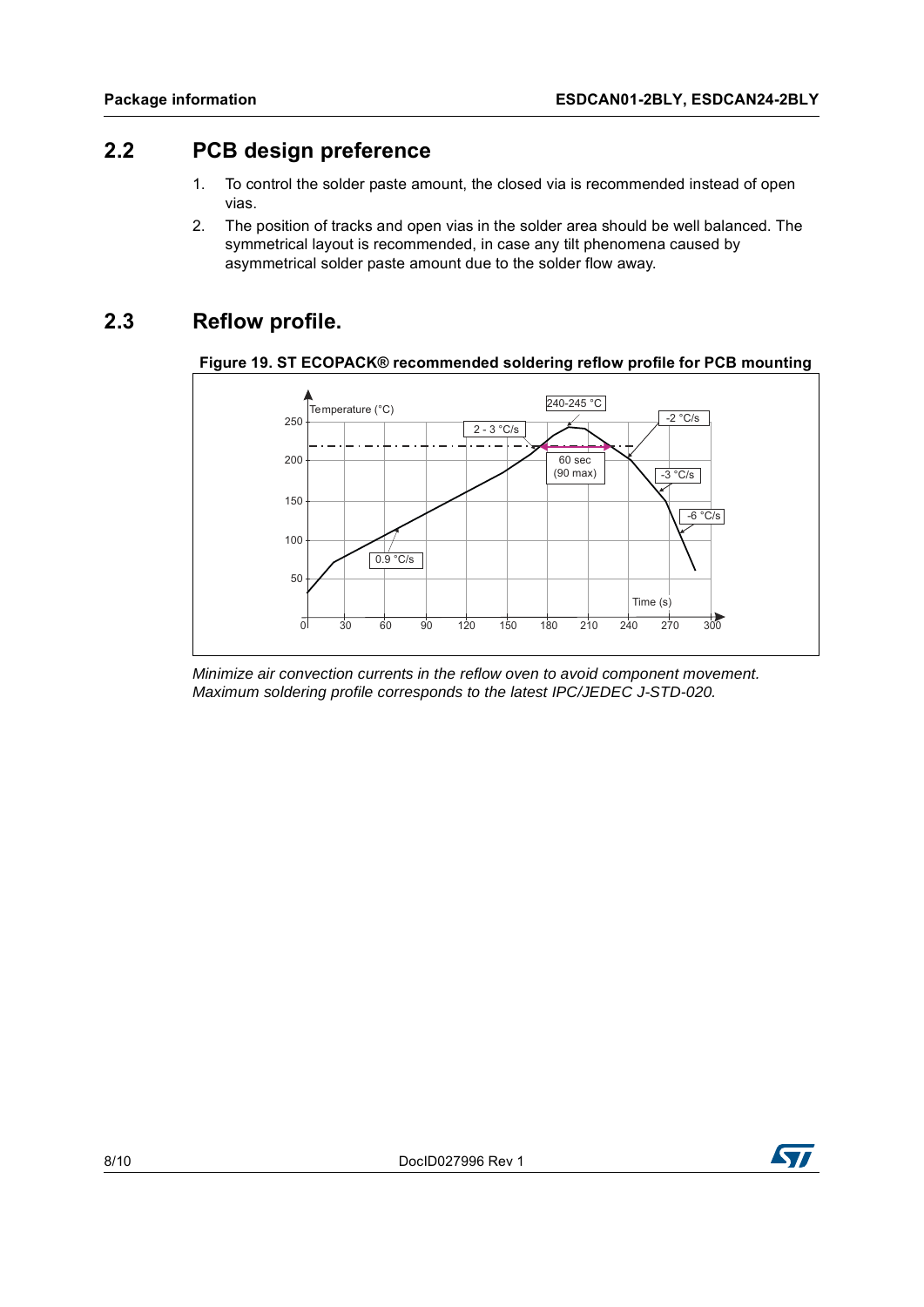## 2.2 PCB design preference

1. To control the solder paste amount, the closed via is recommended instead of open vias.
2. The position of tracks and open vias in the solder area should be well balanced. The symmetrical layout is recommended, in case any tilt phenomena caused by asymmetrical solder paste amount due to the solder flow away.

## 2.3 Reflow profile.

**Figure 19. ST ECOPACK® recommended soldering reflow profile for PCB mounting**

*Minimize air convection currents in the reflow oven to avoid component movement. Maximum soldering profile corresponds to the latest IPC/JEDEC J-STD-020.*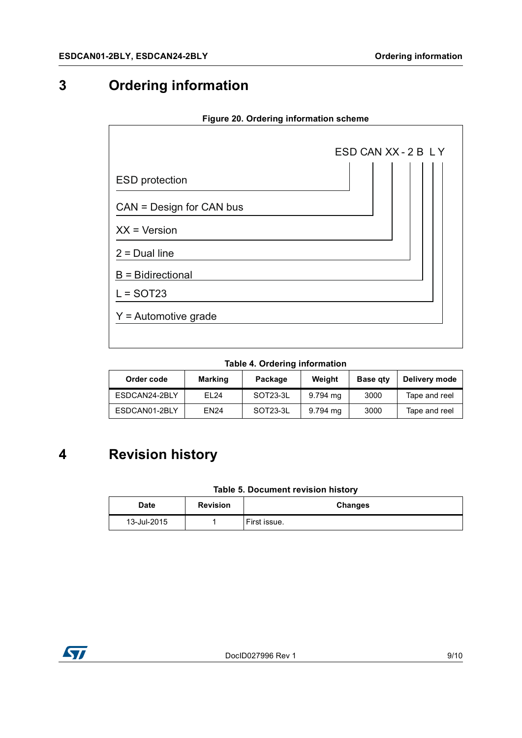# 3 Ordering information

**Figure 20. Ordering information scheme**

ESD CAN XX - 2 B L Y

- ESD protection
- CAN = Design for CAN bus
- XX = Version
- 2 = Dual line
- B = Bidirectional
- L = SOT23
- Y = Automotive grade

**Table 4. Ordering information**

| Order code | Marking | Package | Weight | Base qty | Delivery mode |
|---|---|---|---|---|---|
| ESDCAN24-2BLY | EL24 | SOT23-3L | 9.794 mg | 3000 | Tape and reel |
| ESDCAN01-2BLY | EN24 | SOT23-3L | 9.794 mg | 3000 | Tape and reel |

# 4 Revision history

**Table 5. Document revision history**

| Date | Revision | Changes |
|---|---|---|
| 13-Jul-2015 | 1 | First issue. |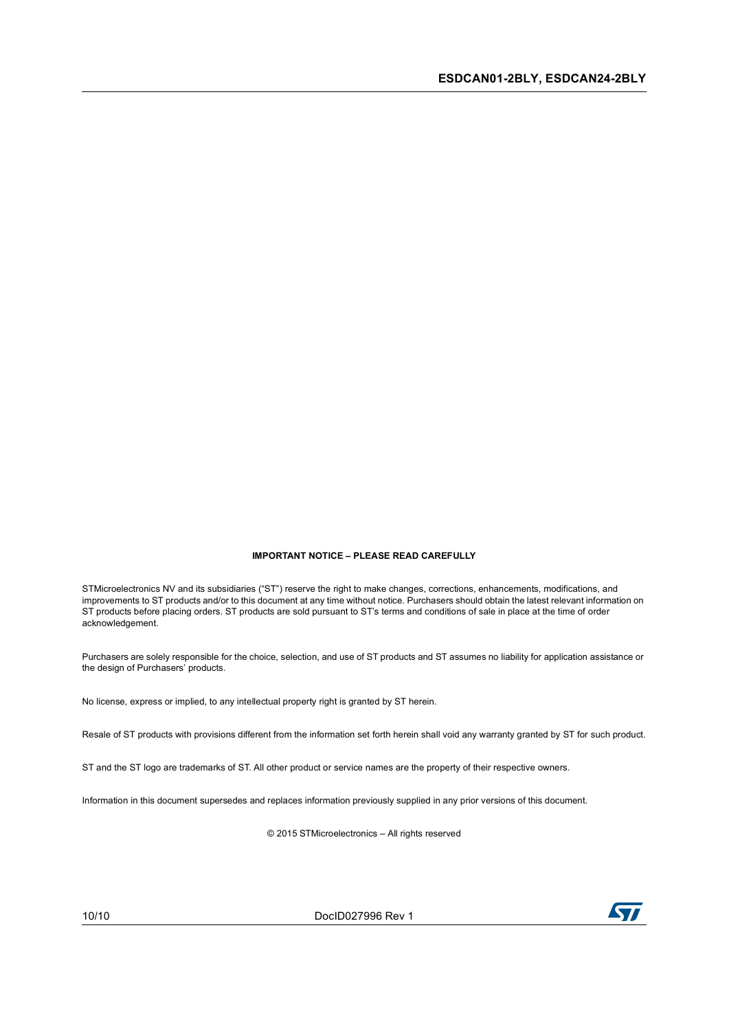**IMPORTANT NOTICE – PLEASE READ CAREFULLY**

STMicroelectronics NV and its subsidiaries (“ST”) reserve the right to make changes, corrections, enhancements, modifications, and improvements to ST products and/or to this document at any time without notice. Purchasers should obtain the latest relevant information on ST products before placing orders. ST products are sold pursuant to ST’s terms and conditions of sale in place at the time of order acknowledgement.

Purchasers are solely responsible for the choice, selection, and use of ST products and ST assumes no liability for application assistance or the design of Purchasers’ products.

No license, express or implied, to any intellectual property right is granted by ST herein.

Resale of ST products with provisions different from the information set forth herein shall void any warranty granted by ST for such product.

ST and the ST logo are trademarks of ST. All other product or service names are the property of their respective owners.

Information in this document supersedes and replaces information previously supplied in any prior versions of this document.

© 2015 STMicroelectronics – All rights reserved